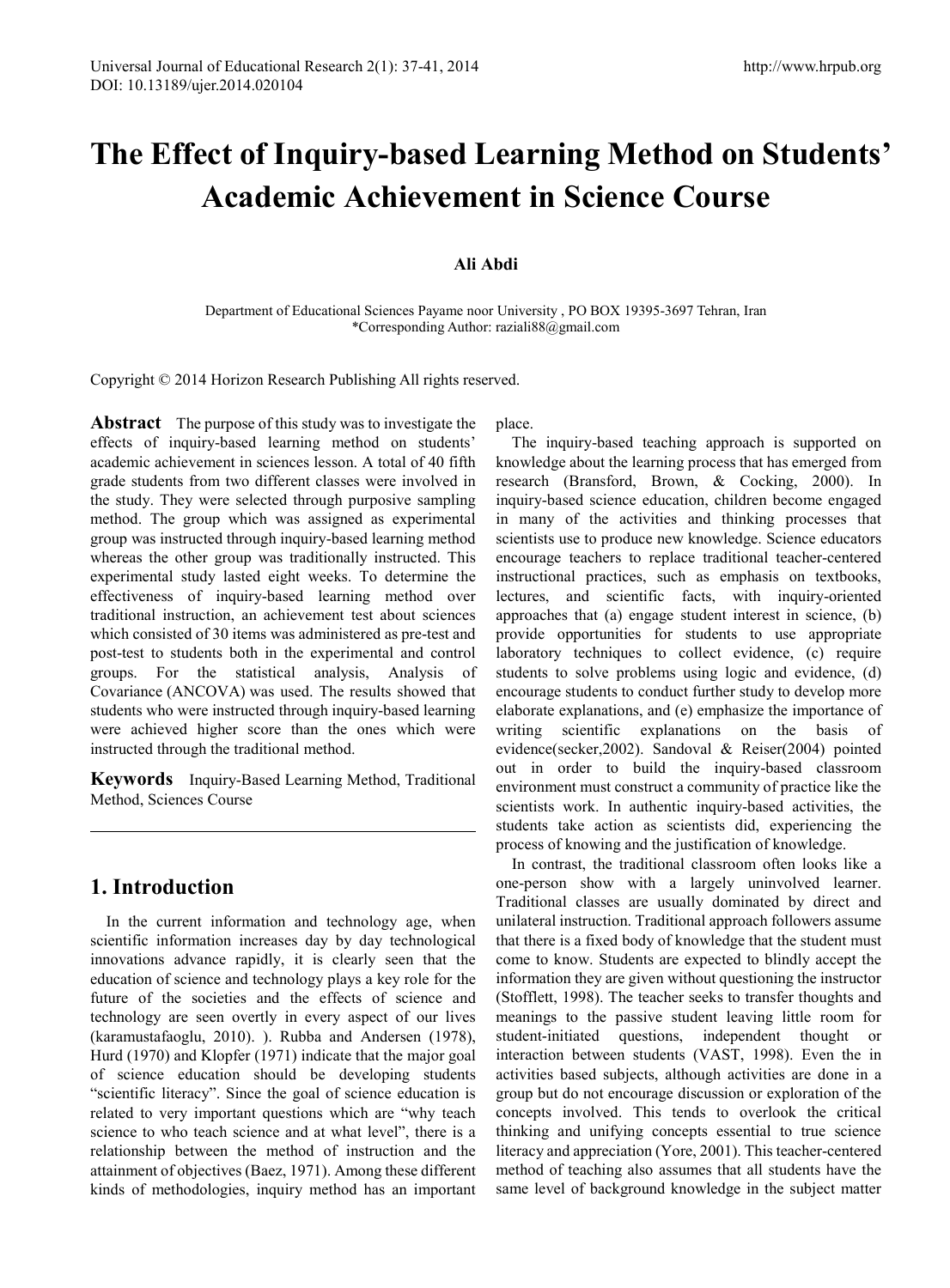# The Effect of Inquiry-based Learning Method on Students' Academic Achievement in Science Course

**Ali Abdi**

Department of Educational Sciences Payame noor University , PO BOX 19395-3697 Tehran, Iran
*Corresponding Author: raziali88@gmail.com

Copyright © 2014 Horizon Research Publishing All rights reserved.

**Abstract** The purpose of this study was to investigate the effects of inquiry-based learning method on students' academic achievement in sciences lesson. A total of 40 fifth grade students from two different classes were involved in the study. They were selected through purposive sampling method. The group which was assigned as experimental group was instructed through inquiry-based learning method whereas the other group was traditionally instructed. This experimental study lasted eight weeks. To determine the effectiveness of inquiry-based learning method over traditional instruction, an achievement test about sciences which consisted of 30 items was administered as pre-test and post-test to students both in the experimental and control groups. For the statistical analysis, Analysis of Covariance (ANCOVA) was used. The results showed that students who were instructed through inquiry-based learning were achieved higher score than the ones which were instructed through the traditional method.

**Keywords** Inquiry-Based Learning Method, Traditional Method, Sciences Course

## 1. Introduction

In the current information and technology age, when scientific information increases day by day technological innovations advance rapidly, it is clearly seen that the education of science and technology plays a key role for the future of the societies and the effects of science and technology are seen overtly in every aspect of our lives (karamustafaoglu, 2010). ). Rubba and Andersen (1978), Hurd (1970) and Klopfer (1971) indicate that the major goal of science education should be developing students "scientific literacy". Since the goal of science education is related to very important questions which are "why teach science to who teach science and at what level", there is a relationship between the method of instruction and the attainment of objectives (Baez, 1971). Among these different kinds of methodologies, inquiry method has an important place.

The inquiry-based teaching approach is supported on knowledge about the learning process that has emerged from research (Bransford, Brown, & Cocking, 2000). In inquiry-based science education, children become engaged in many of the activities and thinking processes that scientists use to produce new knowledge. Science educators encourage teachers to replace traditional teacher-centered instructional practices, such as emphasis on textbooks, lectures, and scientific facts, with inquiry-oriented approaches that (a) engage student interest in science, (b) provide opportunities for students to use appropriate laboratory techniques to collect evidence, (c) require students to solve problems using logic and evidence, (d) encourage students to conduct further study to develop more elaborate explanations, and (e) emphasize the importance of writing scientific explanations on the basis of evidence(secker,2002). Sandoval & Reiser(2004) pointed out in order to build the inquiry-based classroom environment must construct a community of practice like the scientists work. In authentic inquiry-based activities, the students take action as scientists did, experiencing the process of knowing and the justification of knowledge.

In contrast, the traditional classroom often looks like a one-person show with a largely uninvolved learner. Traditional classes are usually dominated by direct and unilateral instruction. Traditional approach followers assume that there is a fixed body of knowledge that the student must come to know. Students are expected to blindly accept the information they are given without questioning the instructor (Stofflett, 1998). The teacher seeks to transfer thoughts and meanings to the passive student leaving little room for student-initiated questions, independent thought or interaction between students (VAST, 1998). Even the in activities based subjects, although activities are done in a group but do not encourage discussion or exploration of the concepts involved. This tends to overlook the critical thinking and unifying concepts essential to true science literacy and appreciation (Yore, 2001). This teacher-centered method of teaching also assumes that all students have the same level of background knowledge in the subject matter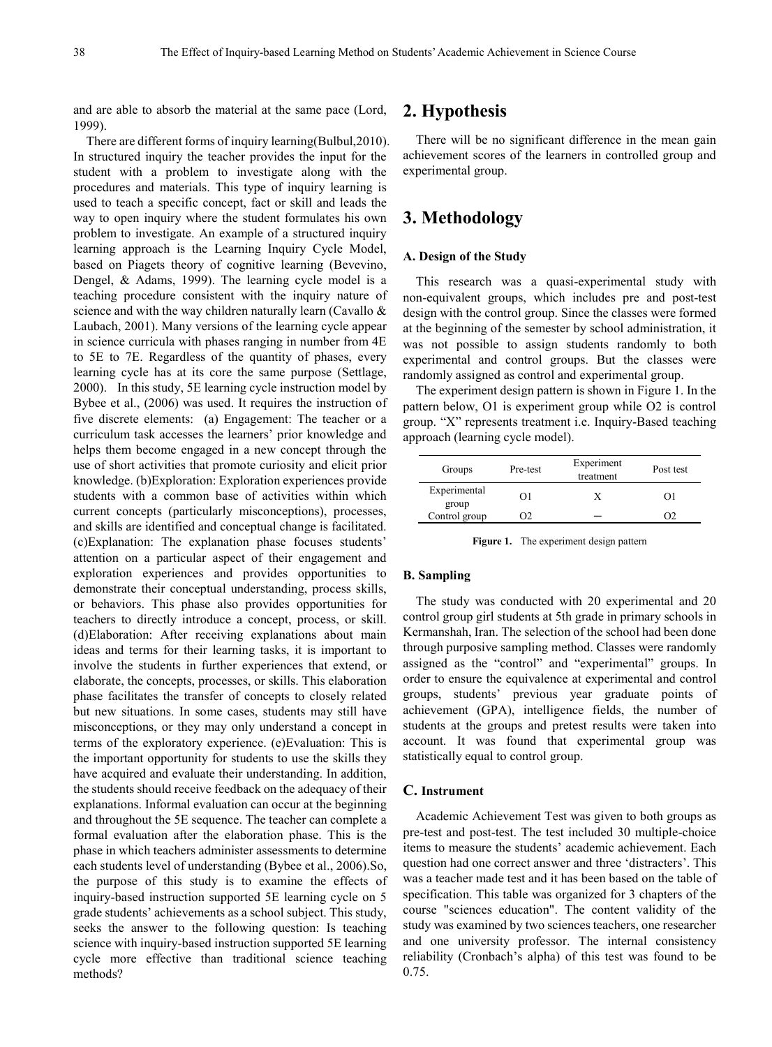and are able to absorb the material at the same pace (Lord, 1999).

There are different forms of inquiry learning(Bulbul,2010). In structured inquiry the teacher provides the input for the student with a problem to investigate along with the procedures and materials. This type of inquiry learning is used to teach a specific concept, fact or skill and leads the way to open inquiry where the student formulates his own problem to investigate. An example of a structured inquiry learning approach is the Learning Inquiry Cycle Model, based on Piagets theory of cognitive learning (Bevevino, Dengel, & Adams, 1999). The learning cycle model is a teaching procedure consistent with the inquiry nature of science and with the way children naturally learn (Cavallo & Laubach, 2001). Many versions of the learning cycle appear in science curricula with phases ranging in number from 4E to 5E to 7E. Regardless of the quantity of phases, every learning cycle has at its core the same purpose (Settlage, 2000). In this study, 5E learning cycle instruction model by Bybee et al., (2006) was used. It requires the instruction of five discrete elements: (a) Engagement: The teacher or a curriculum task accesses the learners' prior knowledge and helps them become engaged in a new concept through the use of short activities that promote curiosity and elicit prior knowledge. (b)Exploration: Exploration experiences provide students with a common base of activities within which current concepts (particularly misconceptions), processes, and skills are identified and conceptual change is facilitated. (c)Explanation: The explanation phase focuses students' attention on a particular aspect of their engagement and exploration experiences and provides opportunities to demonstrate their conceptual understanding, process skills, or behaviors. This phase also provides opportunities for teachers to directly introduce a concept, process, or skill. (d)Elaboration: After receiving explanations about main ideas and terms for their learning tasks, it is important to involve the students in further experiences that extend, or elaborate, the concepts, processes, or skills. This elaboration phase facilitates the transfer of concepts to closely related but new situations. In some cases, students may still have misconceptions, or they may only understand a concept in terms of the exploratory experience. (e)Evaluation: This is the important opportunity for students to use the skills they have acquired and evaluate their understanding. In addition, the students should receive feedback on the adequacy of their explanations. Informal evaluation can occur at the beginning and throughout the 5E sequence. The teacher can complete a formal evaluation after the elaboration phase. This is the phase in which teachers administer assessments to determine each students level of understanding (Bybee et al., 2006).So, the purpose of this study is to examine the effects of inquiry-based instruction supported 5E learning cycle on 5 grade students' achievements as a school subject. This study, seeks the answer to the following question: Is teaching science with inquiry-based instruction supported 5E learning cycle more effective than traditional science teaching methods?

# 2. Hypothesis

There will be no significant difference in the mean gain achievement scores of the learners in controlled group and experimental group.

# 3. Methodology

### A. Design of the Study

This research was a quasi-experimental study with non-equivalent groups, which includes pre and post-test design with the control group. Since the classes were formed at the beginning of the semester by school administration, it was not possible to assign students randomly to both experimental and control groups. But the classes were randomly assigned as control and experimental group.

The experiment design pattern is shown in Figure 1. In the pattern below, O1 is experiment group while O2 is control group. "X" represents treatment i.e. Inquiry-Based teaching approach (learning cycle model).

| Groups | Pre-test | Experiment treatment | Post test |
|---|---|---|---|
| Experimental group | O1 | X | O1 |
| Control group | O2 | – | O2 |

**Figure 1.** The experiment design pattern

### B. Sampling

The study was conducted with 20 experimental and 20 control group girl students at 5th grade in primary schools in Kermanshah, Iran. The selection of the school had been done through purposive sampling method. Classes were randomly assigned as the "control" and "experimental" groups. In order to ensure the equivalence at experimental and control groups, students' previous year graduate points of achievement (GPA), intelligence fields, the number of students at the groups and pretest results were taken into account. It was found that experimental group was statistically equal to control group.

### C. Instrument

Academic Achievement Test was given to both groups as pre-test and post-test. The test included 30 multiple-choice items to measure the students' academic achievement. Each question had one correct answer and three 'distracters'. This was a teacher made test and it has been based on the table of specification. This table was organized for 3 chapters of the course "sciences education". The content validity of the study was examined by two sciences teachers, one researcher and one university professor. The internal consistency reliability (Cronbach's alpha) of this test was found to be 0.75.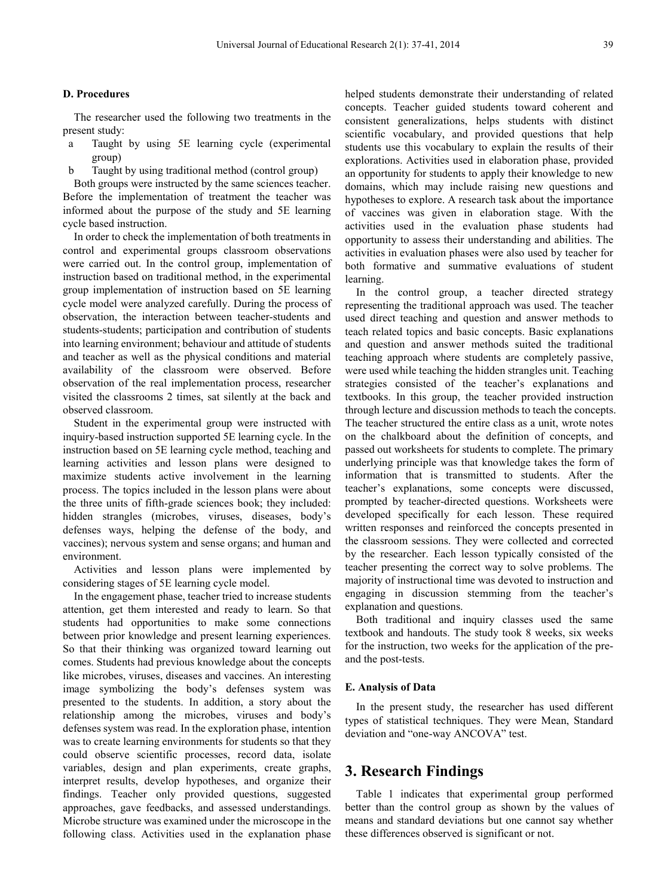### D. Procedures

The researcher used the following two treatments in the present study:

a Taught by using 5E learning cycle (experimental group)

b Taught by using traditional method (control group)

Both groups were instructed by the same sciences teacher. Before the implementation of treatment the teacher was informed about the purpose of the study and 5E learning cycle based instruction.

In order to check the implementation of both treatments in control and experimental groups classroom observations were carried out. In the control group, implementation of instruction based on traditional method, in the experimental group implementation of instruction based on 5E learning cycle model were analyzed carefully. During the process of observation, the interaction between teacher-students and students-students; participation and contribution of students into learning environment; behaviour and attitude of students and teacher as well as the physical conditions and material availability of the classroom were observed. Before observation of the real implementation process, researcher visited the classrooms 2 times, sat silently at the back and observed classroom.

Student in the experimental group were instructed with inquiry-based instruction supported 5E learning cycle. In the instruction based on 5E learning cycle method, teaching and learning activities and lesson plans were designed to maximize students active involvement in the learning process. The topics included in the lesson plans were about the three units of fifth-grade sciences book; they included: hidden strangles (microbes, viruses, diseases, body's defenses ways, helping the defense of the body, and vaccines); nervous system and sense organs; and human and environment.

Activities and lesson plans were implemented by considering stages of 5E learning cycle model.

In the engagement phase, teacher tried to increase students attention, get them interested and ready to learn. So that students had opportunities to make some connections between prior knowledge and present learning experiences. So that their thinking was organized toward learning out comes. Students had previous knowledge about the concepts like microbes, viruses, diseases and vaccines. An interesting image symbolizing the body's defenses system was presented to the students. In addition, a story about the relationship among the microbes, viruses and body's defenses system was read. In the exploration phase, intention was to create learning environments for students so that they could observe scientific processes, record data, isolate variables, design and plan experiments, create graphs, interpret results, develop hypotheses, and organize their findings. Teacher only provided questions, suggested approaches, gave feedbacks, and assessed understandings. Microbe structure was examined under the microscope in the following class. Activities used in the explanation phase helped students demonstrate their understanding of related concepts. Teacher guided students toward coherent and consistent generalizations, helps students with distinct scientific vocabulary, and provided questions that help students use this vocabulary to explain the results of their explorations. Activities used in elaboration phase, provided an opportunity for students to apply their knowledge to new domains, which may include raising new questions and hypotheses to explore. A research task about the importance of vaccines was given in elaboration stage. With the activities used in the evaluation phase students had opportunity to assess their understanding and abilities. The activities in evaluation phases were also used by teacher for both formative and summative evaluations of student learning.

In the control group, a teacher directed strategy representing the traditional approach was used. The teacher used direct teaching and question and answer methods to teach related topics and basic concepts. Basic explanations and question and answer methods suited the traditional teaching approach where students are completely passive, were used while teaching the hidden strangles unit. Teaching strategies consisted of the teacher's explanations and textbooks. In this group, the teacher provided instruction through lecture and discussion methods to teach the concepts. The teacher structured the entire class as a unit, wrote notes on the chalkboard about the definition of concepts, and passed out worksheets for students to complete. The primary underlying principle was that knowledge takes the form of information that is transmitted to students. After the teacher's explanations, some concepts were discussed, prompted by teacher-directed questions. Worksheets were developed specifically for each lesson. These required written responses and reinforced the concepts presented in the classroom sessions. They were collected and corrected by the researcher. Each lesson typically consisted of the teacher presenting the correct way to solve problems. The majority of instructional time was devoted to instruction and engaging in discussion stemming from the teacher's explanation and questions.

Both traditional and inquiry classes used the same textbook and handouts. The study took 8 weeks, six weeks for the instruction, two weeks for the application of the pre- and the post-tests.

### E. Analysis of Data

In the present study, the researcher has used different types of statistical techniques. They were Mean, Standard deviation and "one-way ANCOVA" test.

## 3. Research Findings

Table 1 indicates that experimental group performed better than the control group as shown by the values of means and standard deviations but one cannot say whether these differences observed is significant or not.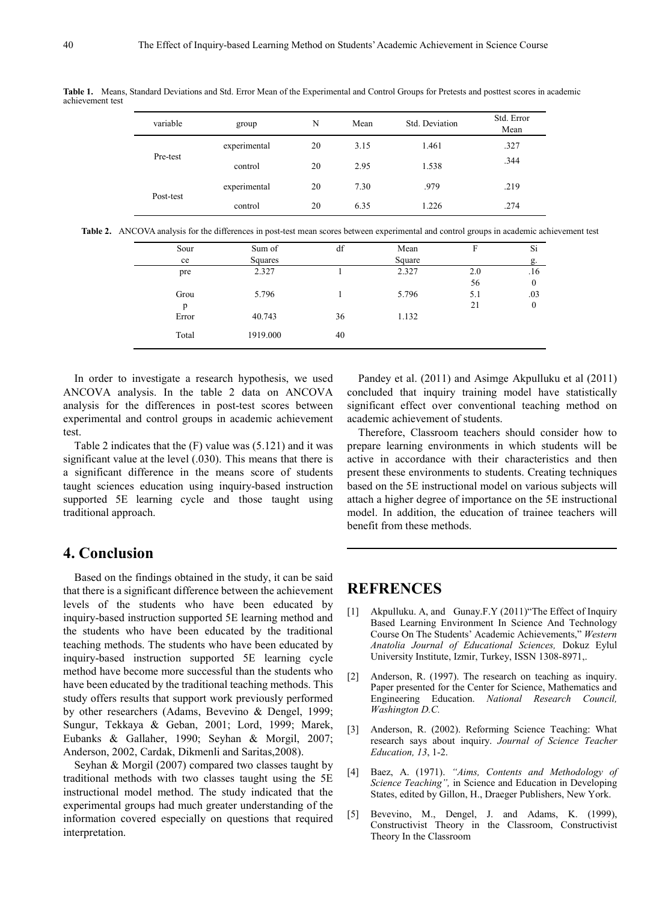**Table 1.** Means, Standard Deviations and Std. Error Mean of the Experimental and Control Groups for Pretests and posttest scores in academic achievement test

| variable | group | N | Mean | Std. Deviation | Std. Error Mean |
|---|---|---|---|---|---|
| Pre-test | experimental | 20 | 3.15 | 1.461 | .327 |
| | control | 20 | 2.95 | 1.538 | .344 |
| Post-test | experimental | 20 | 7.30 | .979 | .219 |
| | control | 20 | 6.35 | 1.226 | .274 |

**Table 2.** ANCOVA analysis for the differences in post-test mean scores between experimental and control groups in academic achievement test

| Source | Sum of Squares | df | Mean Square | F | Sig. |
|---|---|---|---|---|---|
| pre | 2.327 | 1 | 2.327 | 2.056 | .160 |
| Group | 5.796 | 1 | 5.796 | 5.121 | .030 |
| Error | 40.743 | 36 | 1.132 | | |
| Total | 1919.000 | 40 | | | |

In order to investigate a research hypothesis, we used ANCOVA analysis. In the table 2 data on ANCOVA analysis for the differences in post-test scores between experimental and control groups in academic achievement test.

Table 2 indicates that the (F) value was (5.121) and it was significant value at the level (.030). This means that there is a significant difference in the means score of students taught sciences education using inquiry-based instruction supported 5E learning cycle and those taught using traditional approach.

## 4. Conclusion

Based on the findings obtained in the study, it can be said that there is a significant difference between the achievement levels of the students who have been educated by inquiry-based instruction supported 5E learning method and the students who have been educated by the traditional teaching methods. The students who have been educated by inquiry-based instruction supported 5E learning cycle method have become more successful than the students who have been educated by the traditional teaching methods. This study offers results that support work previously performed by other researchers (Adams, Bevevino & Dengel, 1999; Sungur, Tekkaya & Geban, 2001; Lord, 1999; Marek, Eubanks & Gallaher, 1990; Seyhan & Morgil, 2007; Anderson, 2002, Cardak, Dikmenli and Saritas,2008).

Seyhan & Morgil (2007) compared two classes taught by traditional methods with two classes taught using the 5E instructional model method. The study indicated that the experimental groups had much greater understanding of the information covered especially on questions that required interpretation.

Pandey et al. (2011) and Asimge Akpulluku et al (2011) concluded that inquiry training model have statistically significant effect over conventional teaching method on academic achievement of students.

Therefore, Classroom teachers should consider how to prepare learning environments in which students will be active in accordance with their characteristics and then present these environments to students. Creating techniques based on the 5E instructional model on various subjects will attach a higher degree of importance on the 5E instructional model. In addition, the education of trainee teachers will benefit from these methods.

## REFRENCES

[1] Akpulluku. A, and Gunay.F.Y (2011)"The Effect of Inquiry Based Learning Environment In Science And Technology Course On The Students' Academic Achievements," *Western Anatolia Journal of Educational Sciences,* Dokuz Eylul University Institute, Izmir, Turkey, ISSN 1308-8971,.

[2] Anderson, R. (1997). The research on teaching as inquiry. Paper presented for the Center for Science, Mathematics and Engineering Education. *National Research Council, Washington D.C.*

[3] Anderson, R. (2002). Reforming Science Teaching: What research says about inquiry. *Journal of Science Teacher Education, 13*, 1-2.

[4] Baez, A. (1971). *"Aims, Contents and Methodology of Science Teaching",* in Science and Education in Developing States, edited by Gillon, H., Draeger Publishers, New York.

[5] Bevevino, M., Dengel, J. and Adams, K. (1999), Constructivist Theory in the Classroom, Constructivist Theory In the Classroom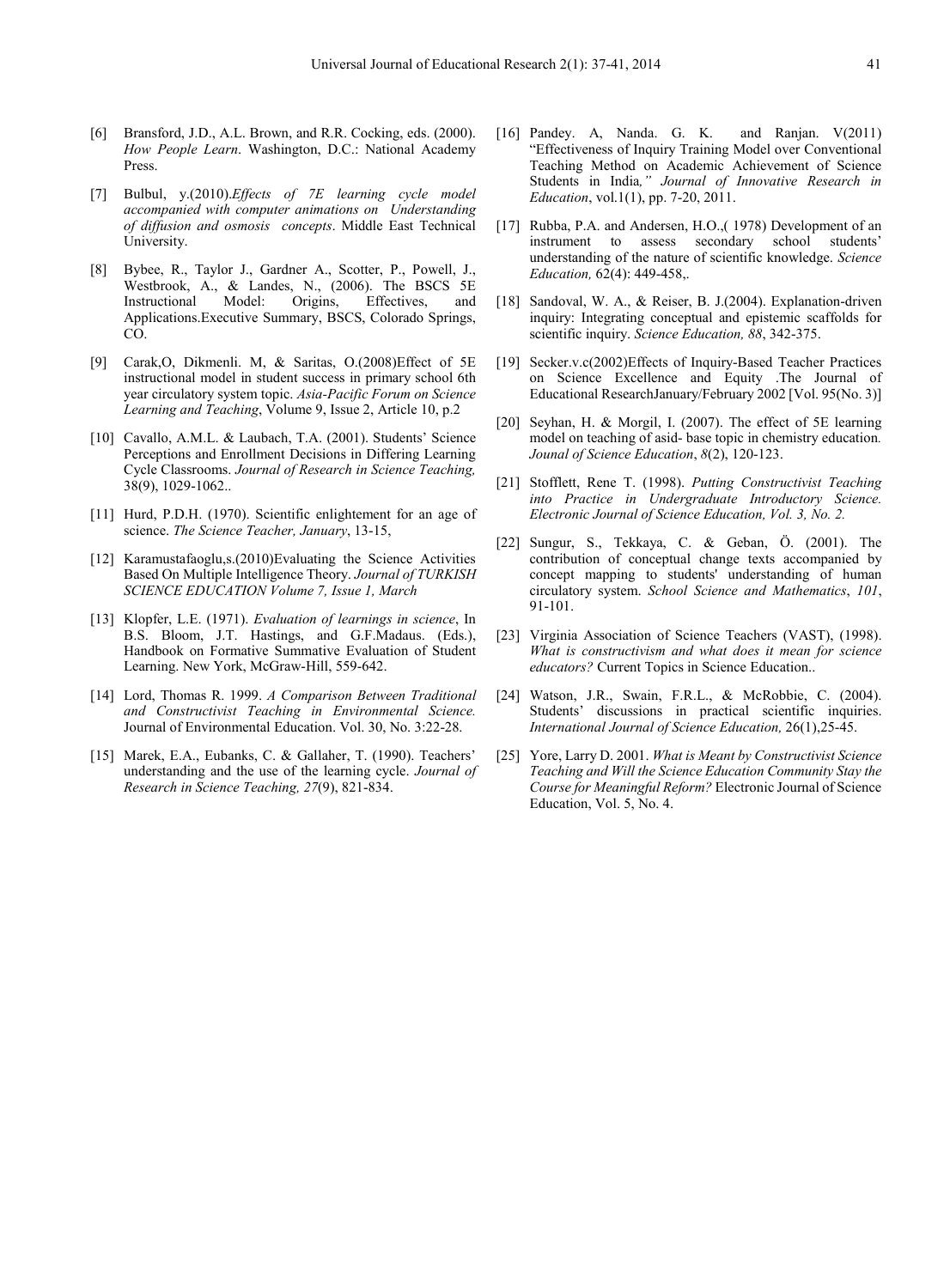[6] Bransford, J.D., A.L. Brown, and R.R. Cocking, eds. (2000). *How People Learn*. Washington, D.C.: National Academy Press.

[7] Bulbul, y.(2010).*Effects of 7E learning cycle model accompanied with computer animations on Understanding of diffusion and osmosis concepts*. Middle East Technical University.

[8] Bybee, R., Taylor J., Gardner A., Scotter, P., Powell, J., Westbrook, A., & Landes, N., (2006). The BSCS 5E Instructional Model: Origins, Effectives, and Applications.Executive Summary, BSCS, Colorado Springs, CO.

[9] Carak,O, Dikmenli. M, & Saritas, O.(2008)Effect of 5E instructional model in student success in primary school 6th year circulatory system topic. *Asia-Pacific Forum on Science Learning and Teaching*, Volume 9, Issue 2, Article 10, p.2

[10] Cavallo, A.M.L. & Laubach, T.A. (2001). Students' Science Perceptions and Enrollment Decisions in Differing Learning Cycle Classrooms. *Journal of Research in Science Teaching,* 38(9), 1029-1062..

[11] Hurd, P.D.H. (1970). Scientific enlightement for an age of science. *The Science Teacher, January*, 13-15,

[12] Karamustafaoglu,s.(2010)Evaluating the Science Activities Based On Multiple Intelligence Theory. *Journal of TURKISH SCIENCE EDUCATION Volume 7, Issue 1, March*

[13] Klopfer, L.E. (1971). *Evaluation of learnings in science*, In B.S. Bloom, J.T. Hastings, and G.F.Madaus. (Eds.), Handbook on Formative Summative Evaluation of Student Learning. New York, McGraw-Hill, 559-642.

[14] Lord, Thomas R. 1999. *A Comparison Between Traditional and Constructivist Teaching in Environmental Science.* Journal of Environmental Education. Vol. 30, No. 3:22-28.

[15] Marek, E.A., Eubanks, C. & Gallaher, T. (1990). Teachers' understanding and the use of the learning cycle. *Journal of Research in Science Teaching, 27*(9), 821-834.

[16] Pandey. A, Nanda. G. K. and Ranjan. V(2011) "Effectiveness of Inquiry Training Model over Conventional Teaching Method on Academic Achievement of Science Students in India*," Journal of Innovative Research in Education*, vol.1(1), pp. 7-20, 2011.

[17] Rubba, P.A. and Andersen, H.O.,( 1978) Development of an instrument to assess secondary school students' understanding of the nature of scientific knowledge. *Science Education,* 62(4): 449-458,.

[18] Sandoval, W. A., & Reiser, B. J.(2004). Explanation-driven inquiry: Integrating conceptual and epistemic scaffolds for scientific inquiry. *Science Education, 88*, 342-375.

[19] Secker.v.c(2002)Effects of Inquiry-Based Teacher Practices on Science Excellence and Equity .The Journal of Educational ResearchJanuary/February 2002 [Vol. 95(No. 3)]

[20] Seyhan, H. & Morgil, I. (2007). The effect of 5E learning model on teaching of asid- base topic in chemistry education*. Jounal of Science Education*, *8*(2), 120-123.

[21] Stofflett, Rene T. (1998). *Putting Constructivist Teaching into Practice in Undergraduate Introductory Science. Electronic Journal of Science Education, Vol. 3, No. 2.*

[22] Sungur, S., Tekkaya, C. & Geban, Ö. (2001). The contribution of conceptual change texts accompanied by concept mapping to students' understanding of human circulatory system. *School Science and Mathematics*, *101*, 91-101.

[23] Virginia Association of Science Teachers (VAST), (1998). *What is constructivism and what does it mean for science educators?* Current Topics in Science Education..

[24] Watson, J.R., Swain, F.R.L., & McRobbie, C. (2004). Students' discussions in practical scientific inquiries. *International Journal of Science Education,* 26(1),25-45.

[25] Yore, Larry D. 2001. *What is Meant by Constructivist Science Teaching and Will the Science Education Community Stay the Course for Meaningful Reform?* Electronic Journal of Science Education, Vol. 5, No. 4.